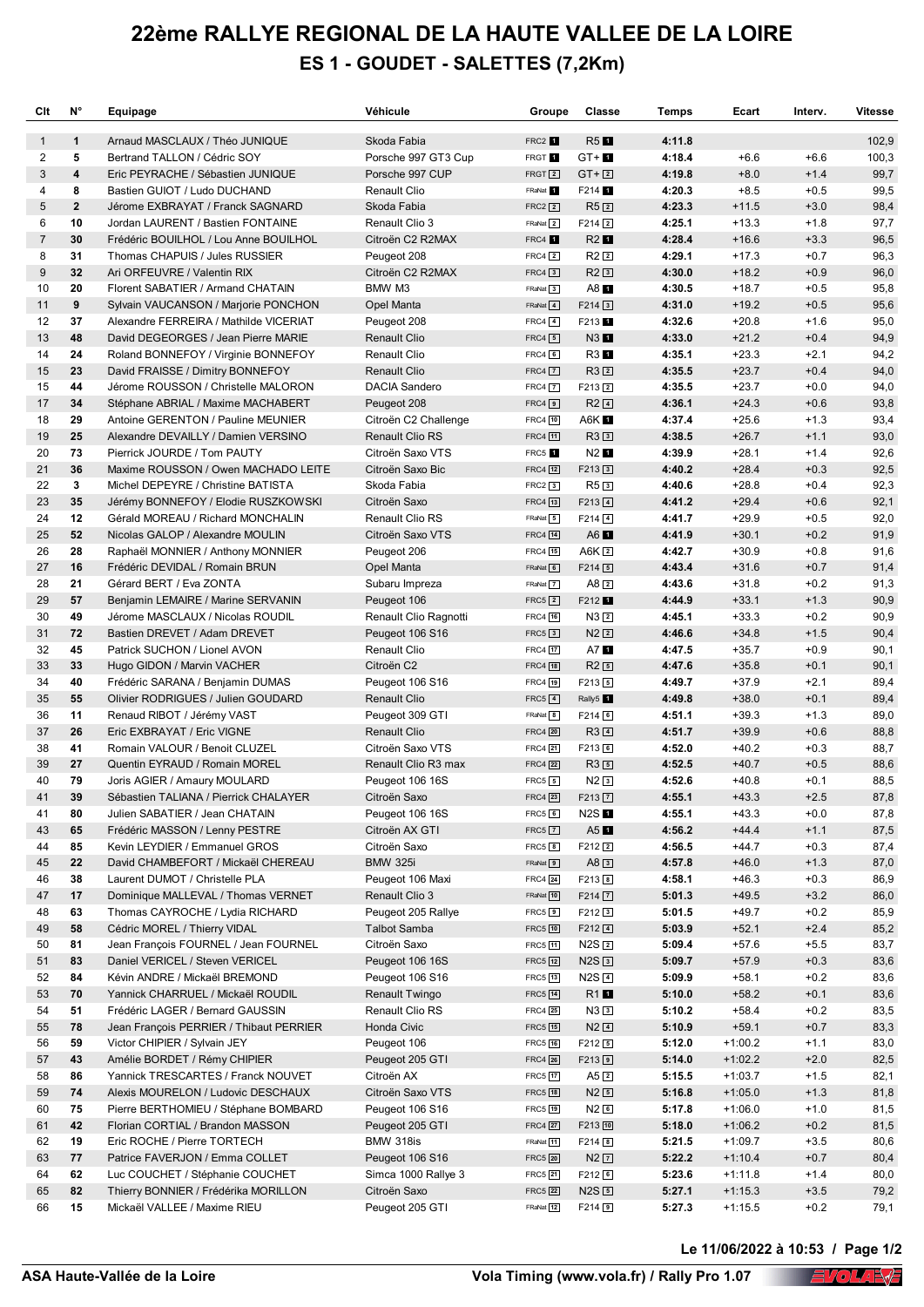# 22ème RALLYE REGIONAL DE LA HAUTE VALLEE DE LA LOIRE

## ES 1 - GOUDET - SALETTES (7,2Km)

| Clt | N° | Equipage | Véhicule | Groupe | Classe | Temps | Ecart | Interv. | Vitesse |
|---|---|---|---|---|---|---|---|---|---|
| 1 | 1 | Arnaud MASCLAUX / Théo JUNIQUE | Skoda Fabia | FRC2 1 | R5 1 | 4:11.8 | | | 102,9 |
| 2 | 5 | Bertrand TALLON / Cédric SOY | Porsche 997 GT3 Cup | FRGT 1 | GT+ 1 | 4:18.4 | +6.6 | +6.6 | 100,3 |
| 3 | 4 | Eric PEYRACHE / Sébastien JUNIQUE | Porsche 997 CUP | FRGT 2 | GT+ 2 | 4:19.8 | +8.0 | +1.4 | 99,7 |
| 4 | 8 | Bastien GUIOT / Ludo DUCHAND | Renault Clio | FRaNat 1 | F214 1 | 4:20.3 | +8.5 | +0.5 | 99,5 |
| 5 | 2 | Jérome EXBRAYAT / Franck SAGNARD | Skoda Fabia | FRC2 2 | R5 2 | 4:23.3 | +11.5 | +3.0 | 98,4 |
| 6 | 10 | Jordan LAURENT / Bastien FONTAINE | Renault Clio 3 | FRaNat 2 | F214 2 | 4:25.1 | +13.3 | +1.8 | 97,7 |
| 7 | 30 | Frédéric BOUILHOL / Lou Anne BOUILHOL | Citroën C2 R2MAX | FRC4 1 | R2 1 | 4:28.4 | +16.6 | +3.3 | 96,5 |
| 8 | 31 | Thomas CHAPUIS / Jules RUSSIER | Peugeot 208 | FRC4 2 | R2 2 | 4:29.1 | +17.3 | +0.7 | 96,3 |
| 9 | 32 | Ari ORFEUVRE / Valentin RIX | Citroën C2 R2MAX | FRC4 3 | R2 3 | 4:30.0 | +18.2 | +0.9 | 96,0 |
| 10 | 20 | Florent SABATIER / Armand CHATAIN | BMW M3 | FRaNat 3 | A8 1 | 4:30.5 | +18.7 | +0.5 | 95,8 |
| 11 | 9 | Sylvain VAUCANSON / Marjorie PONCHON | Opel Manta | FRaNat 4 | F214 3 | 4:31.0 | +19.2 | +0.5 | 95,6 |
| 12 | 37 | Alexandre FERREIRA / Mathilde VICERIAT | Peugeot 208 | FRC4 4 | F213 1 | 4:32.6 | +20.8 | +1.6 | 95,0 |
| 13 | 48 | David DEGEORGES / Jean Pierre MARIE | Renault Clio | FRC4 5 | N3 1 | 4:33.0 | +21.2 | +0.4 | 94,9 |
| 14 | 24 | Roland BONNEFOY / Virginie BONNEFOY | Renault Clio | FRC4 6 | R3 1 | 4:35.1 | +23.3 | +2.1 | 94,2 |
| 15 | 23 | David FRAISSE / Dimitry BONNEFOY | Renault Clio | FRC4 7 | R3 2 | 4:35.5 | +23.7 | +0.4 | 94,0 |
| 15 | 44 | Jérome ROUSSON / Christelle MALORON | DACIA Sandero | FRC4 7 | F213 2 | 4:35.5 | +23.7 | +0.0 | 94,0 |
| 17 | 34 | Stéphane ABRIAL / Maxime MACHABERT | Peugeot 208 | FRC4 9 | R2 4 | 4:36.1 | +24.3 | +0.6 | 93,8 |
| 18 | 29 | Antoine GERENTON / Pauline MEUNIER | Citroën C2 Challenge | FRC4 10 | A6K 1 | 4:37.4 | +25.6 | +1.3 | 93,4 |
| 19 | 25 | Alexandre DEVAILLY / Damien VERSINO | Renault Clio RS | FRC4 11 | R3 3 | 4:38.5 | +26.7 | +1.1 | 93,0 |
| 20 | 73 | Pierrick JOURDE / Tom PAUTY | Citroën Saxo VTS | FRC5 1 | N2 1 | 4:39.9 | +28.1 | +1.4 | 92,6 |
| 21 | 36 | Maxime ROUSSON / Owen MACHADO LEITE | Citroën Saxo Bic | FRC4 12 | F213 3 | 4:40.2 | +28.4 | +0.3 | 92,5 |
| 22 | 3 | Michel DEPEYRE / Christine BATISTA | Skoda Fabia | FRC2 3 | R5 3 | 4:40.6 | +28.8 | +0.4 | 92,3 |
| 23 | 35 | Jérémy BONNEFOY / Elodie RUSZKOWSKI | Citroën Saxo | FRC4 13 | F213 4 | 4:41.2 | +29.4 | +0.6 | 92,1 |
| 24 | 12 | Gérald MOREAU / Richard MONCHALIN | Renault Clio RS | FRaNat 5 | F214 4 | 4:41.7 | +29.9 | +0.5 | 92,0 |
| 25 | 52 | Nicolas GALOP / Alexandre MOULIN | Citroën Saxo VTS | FRC4 14 | A6 1 | 4:41.9 | +30.1 | +0.2 | 91,9 |
| 26 | 28 | Raphaël MONNIER / Anthony MONNIER | Peugeot 206 | FRC4 15 | A6K 2 | 4:42.7 | +30.9 | +0.8 | 91,6 |
| 27 | 16 | Frédéric DEVIDAL / Romain BRUN | Opel Manta | FRaNat 6 | F214 5 | 4:43.4 | +31.6 | +0.7 | 91,4 |
| 28 | 21 | Gérard BERT / Eva ZONTA | Subaru Impreza | FRaNat 7 | A8 2 | 4:43.6 | +31.8 | +0.2 | 91,3 |
| 29 | 57 | Benjamin LEMAIRE / Marine SERVANIN | Peugeot 106 | FRC5 2 | F212 1 | 4:44.9 | +33.1 | +1.3 | 90,9 |
| 30 | 49 | Jérome MASCLAUX / Nicolas ROUDIL | Renault Clio Ragnotti | FRC4 16 | N3 2 | 4:45.1 | +33.3 | +0.2 | 90,9 |
| 31 | 72 | Bastien DREVET / Adam DREVET | Peugeot 106 S16 | FRC5 3 | N2 2 | 4:46.6 | +34.8 | +1.5 | 90,4 |
| 32 | 45 | Patrick SUCHON / Lionel AVON | Renault Clio | FRC4 17 | A7 1 | 4:47.5 | +35.7 | +0.9 | 90,1 |
| 33 | 33 | Hugo GIDON / Marvin VACHER | Citroën C2 | FRC4 18 | R2 5 | 4:47.6 | +35.8 | +0.1 | 90,1 |
| 34 | 40 | Frédéric SARANA / Benjamin DUMAS | Peugeot 106 S16 | FRC4 19 | F213 5 | 4:49.7 | +37.9 | +2.1 | 89,4 |
| 35 | 55 | Olivier RODRIGUES / Julien GOUDARD | Renault Clio | FRC5 4 | Rally5 1 | 4:49.8 | +38.0 | +0.1 | 89,4 |
| 36 | 11 | Renaud RIBOT / Jérémy VAST | Peugeot 309 GTI | FRaNat 8 | F214 6 | 4:51.1 | +39.3 | +1.3 | 89,0 |
| 37 | 26 | Eric EXBRAYAT / Eric VIGNE | Renault Clio | FRC4 20 | R3 4 | 4:51.7 | +39.9 | +0.6 | 88,8 |
| 38 | 41 | Romain VALOUR / Benoit CLUZEL | Citroën Saxo VTS | FRC4 21 | F213 6 | 4:52.0 | +40.2 | +0.3 | 88,7 |
| 39 | 27 | Quentin EYRAUD / Romain MOREL | Renault Clio R3 max | FRC4 22 | R3 5 | 4:52.5 | +40.7 | +0.5 | 88,6 |
| 40 | 79 | Joris AGIER / Amaury MOULARD | Peugeot 106 16S | FRC5 5 | N2 3 | 4:52.6 | +40.8 | +0.1 | 88,5 |
| 41 | 39 | Sébastien TALIANA / Pierrick CHALAYER | Citroën Saxo | FRC4 23 | F213 7 | 4:55.1 | +43.3 | +2.5 | 87,8 |
| 41 | 80 | Julien SABATIER / Jean CHATAIN | Peugeot 106 16S | FRC5 6 | N2S 1 | 4:55.1 | +43.3 | +0.0 | 87,8 |
| 43 | 65 | Frédéric MASSON / Lenny PESTRE | Citroën AX GTI | FRC5 7 | A5 1 | 4:56.2 | +44.4 | +1.1 | 87,5 |
| 44 | 85 | Kevin LEYDIER / Emmanuel GROS | Citroën Saxo | FRC5 8 | F212 2 | 4:56.5 | +44.7 | +0.3 | 87,4 |
| 45 | 22 | David CHAMBEFORT / Mickaël CHEREAU | BMW 325i | FRaNat 9 | A8 3 | 4:57.8 | +46.0 | +1.3 | 87,0 |
| 46 | 38 | Laurent DUMOT / Christelle PLA | Peugeot 106 Maxi | FRC4 24 | F213 8 | 4:58.1 | +46.3 | +0.3 | 86,9 |
| 47 | 17 | Dominique MALLEVAL / Thomas VERNET | Renault Clio 3 | FRaNat 10 | F214 7 | 5:01.3 | +49.5 | +3.2 | 86,0 |
| 48 | 63 | Thomas CAYROCHE / Lydia RICHARD | Peugeot 205 Rallye | FRC5 9 | F212 3 | 5:01.5 | +49.7 | +0.2 | 85,9 |
| 49 | 58 | Cédric MOREL / Thierry VIDAL | Talbot Samba | FRC5 10 | F212 4 | 5:03.9 | +52.1 | +2.4 | 85,2 |
| 50 | 81 | Jean François FOURNEL / Jean FOURNEL | Citroën Saxo | FRC5 11 | N2S 2 | 5:09.4 | +57.6 | +5.5 | 83,7 |
| 51 | 83 | Daniel VERICEL / Steven VERICEL | Peugeot 106 16S | FRC5 12 | N2S 3 | 5:09.7 | +57.9 | +0.3 | 83,6 |
| 52 | 84 | Kévin ANDRE / Mickaël BREMOND | Peugeot 106 S16 | FRC5 13 | N2S 4 | 5:09.9 | +58.1 | +0.2 | 83,6 |
| 53 | 70 | Yannick CHARRUEL / Mickaël ROUDIL | Renault Twingo | FRC5 14 | R1 1 | 5:10.0 | +58.2 | +0.1 | 83,6 |
| 54 | 51 | Frédéric LAGER / Bernard GAUSSIN | Renault Clio RS | FRC4 25 | N3 3 | 5:10.2 | +58.4 | +0.2 | 83,5 |
| 55 | 78 | Jean François PERRIER / Thibaut PERRIER | Honda Civic | FRC5 15 | N2 4 | 5:10.9 | +59.1 | +0.7 | 83,3 |
| 56 | 59 | Victor CHIPIER / Sylvain JEY | Peugeot 106 | FRC5 16 | F212 5 | 5:12.0 | +1:00.2 | +1.1 | 83,0 |
| 57 | 43 | Amélie BORDET / Rémy CHIPIER | Peugeot 205 GTI | FRC4 26 | F213 9 | 5:14.0 | +1:02.2 | +2.0 | 82,5 |
| 58 | 86 | Yannick TRESCARTES / Franck NOUVET | Citroën AX | FRC5 17 | A5 2 | 5:15.5 | +1:03.7 | +1.5 | 82,1 |
| 59 | 74 | Alexis MOURELON / Ludovic DESCHAUX | Citroën Saxo VTS | FRC5 18 | N2 5 | 5:16.8 | +1:05.0 | +1.3 | 81,8 |
| 60 | 75 | Pierre BERTHOMIEU / Stéphane BOMBARD | Peugeot 106 S16 | FRC5 19 | N2 6 | 5:17.8 | +1:06.0 | +1.0 | 81,5 |
| 61 | 42 | Florian CORTIAL / Brandon MASSON | Peugeot 205 GTI | FRC4 27 | F213 10 | 5:18.0 | +1:06.2 | +0.2 | 81,5 |
| 62 | 19 | Eric ROCHE / Pierre TORTECH | BMW 318is | FRaNat 11 | F214 8 | 5:21.5 | +1:09.7 | +3.5 | 80,6 |
| 63 | 77 | Patrice FAVERJON / Emma COLLET | Peugeot 106 S16 | FRC5 20 | N2 7 | 5:22.2 | +1:10.4 | +0.7 | 80,4 |
| 64 | 62 | Luc COUCHET / Stéphanie COUCHET | Simca 1000 Rallye 3 | FRC5 21 | F212 6 | 5:23.6 | +1:11.8 | +1.4 | 80,0 |
| 65 | 82 | Thierry BONNIER / Frédérika MORILLON | Citroën Saxo | FRC5 22 | N2S 5 | 5:27.1 | +1:15.3 | +3.5 | 79,2 |
| 66 | 15 | Mickaël VALLEE / Maxime RIEU | Peugeot 205 GTI | FRaNat 12 | F214 9 | 5:27.3 | +1:15.5 | +0.2 | 79,1 |

Le 11/06/2022 à 10:53

ASA Haute-Vallée de la Loire — Vola Timing (www.vola.fr) / Rally Pro 1.07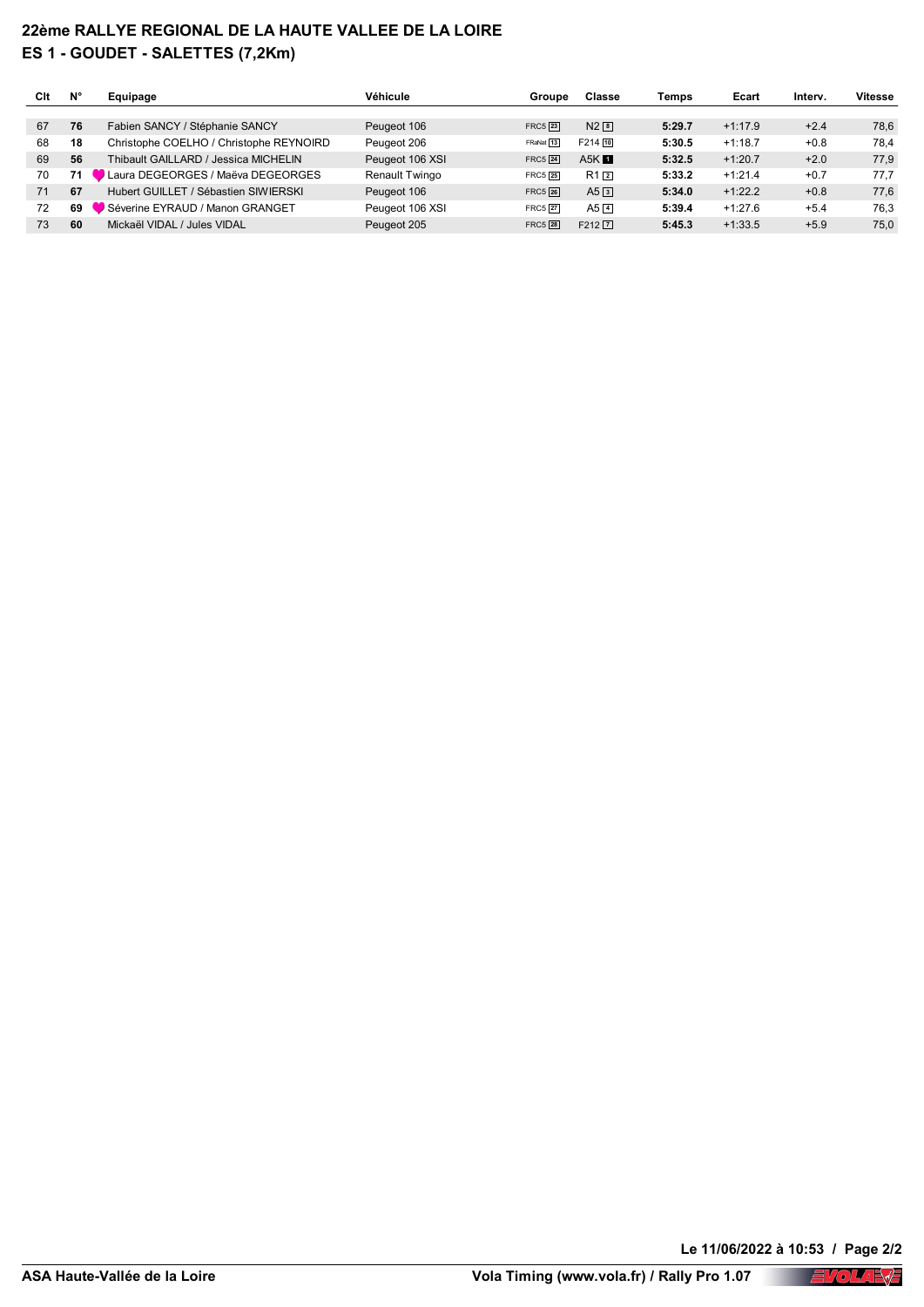# 22ème RALLYE REGIONAL DE LA HAUTE VALLEE DE LA LOIRE

## ES 1 - GOUDET - SALETTES (7,2Km)

| Clt | N° | Equipage | Véhicule | Groupe | Classe | Temps | Ecart | Interv. | Vitesse |
|---|---|---|---|---|---|---|---|---|---|
| 67 | **76** | Fabien SANCY / Stéphanie SANCY | Peugeot 106 | FRC5 23 | N2 8 | **5:29.7** | +1:17.9 | +2.4 | 78,6 |
| 68 | **18** | Christophe COELHO / Christophe REYNOIRD | Peugeot 206 | FRaNat 13 | F214 10 | **5:30.5** | +1:18.7 | +0.8 | 78,4 |
| 69 | **56** | Thibault GAILLARD / Jessica MICHELIN | Peugeot 106 XSI | FRC5 24 | A5K 1 | **5:32.5** | +1:20.7 | +2.0 | 77,9 |
| 70 | **71** | Laura DEGEORGES / Maëva DEGEORGES | Renault Twingo | FRC5 25 | R1 2 | **5:33.2** | +1:21.4 | +0.7 | 77,7 |
| 71 | **67** | Hubert GUILLET / Sébastien SIWIERSKI | Peugeot 106 | FRC5 26 | A5 3 | **5:34.0** | +1:22.2 | +0.8 | 77,6 |
| 72 | **69** | Séverine EYRAUD / Manon GRANGET | Peugeot 106 XSI | FRC5 27 | A5 4 | **5:39.4** | +1:27.6 | +5.4 | 76,3 |
| 73 | **60** | Mickaël VIDAL / Jules VIDAL | Peugeot 205 | FRC5 28 | F212 7 | **5:45.3** | +1:33.5 | +5.9 | 75,0 |

**Le 11/06/2022 à 10:53**

**ASA Haute-Vallée de la Loire** **Vola Timing (www.vola.fr) / Rally Pro 1.07**